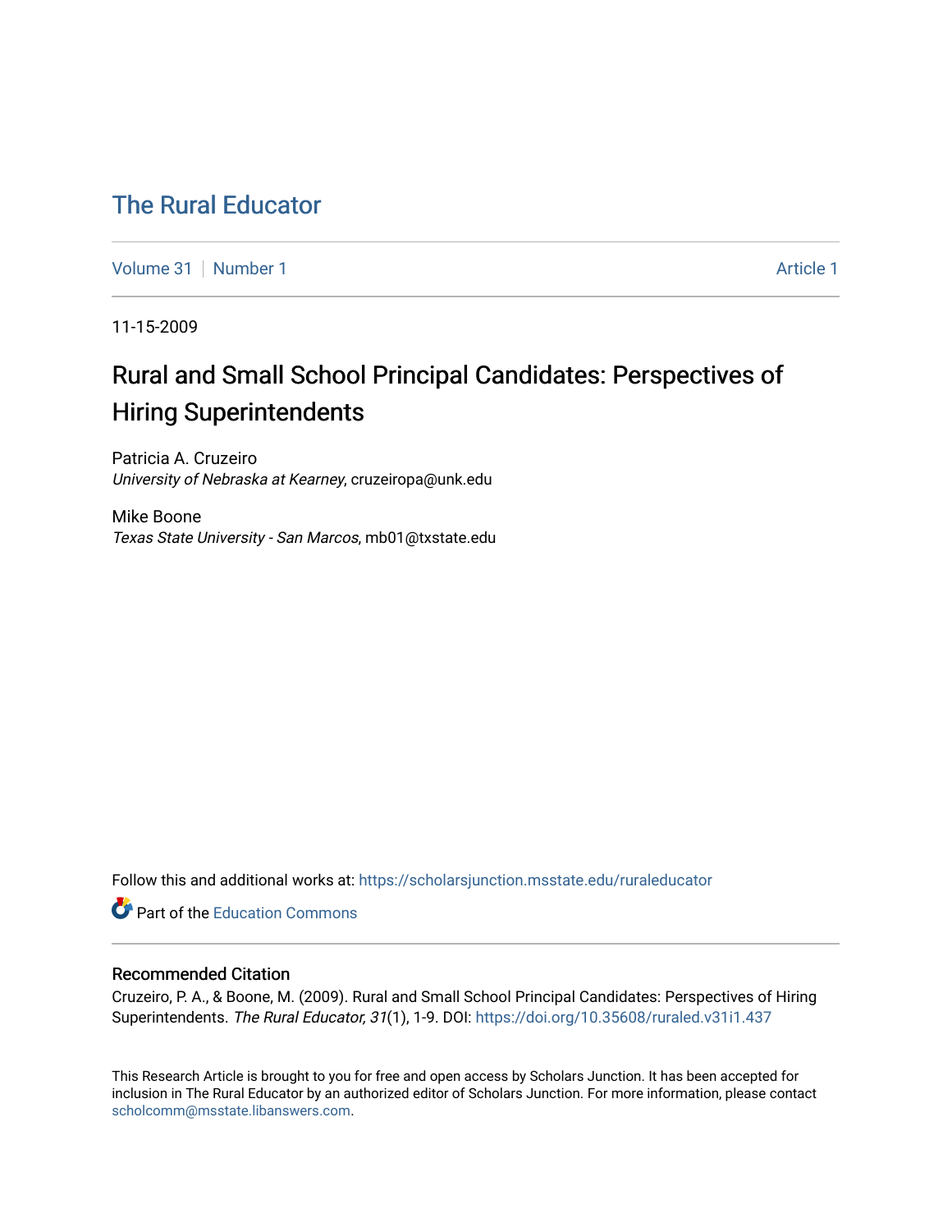# The Rural Educator

Volume 31 | Number 1 | Article 1

11-15-2009

## Rural and Small School Principal Candidates: Perspectives of Hiring Superintendents

Patricia A. Cruzeiro
*University of Nebraska at Kearney*, cruzeiropa@unk.edu

Mike Boone
*Texas State University - San Marcos*, mb01@txstate.edu

Follow this and additional works at: https://scholarsjunction.msstate.edu/ruraleducator

Part of the Education Commons

### Recommended Citation

Cruzeiro, P. A., & Boone, M. (2009). Rural and Small School Principal Candidates: Perspectives of Hiring Superintendents. *The Rural Educator, 31*(1), 1-9. DOI: https://doi.org/10.35608/ruraled.v31i1.437

This Research Article is brought to you for free and open access by Scholars Junction. It has been accepted for inclusion in The Rural Educator by an authorized editor of Scholars Junction. For more information, please contact scholcomm@msstate.libanswers.com.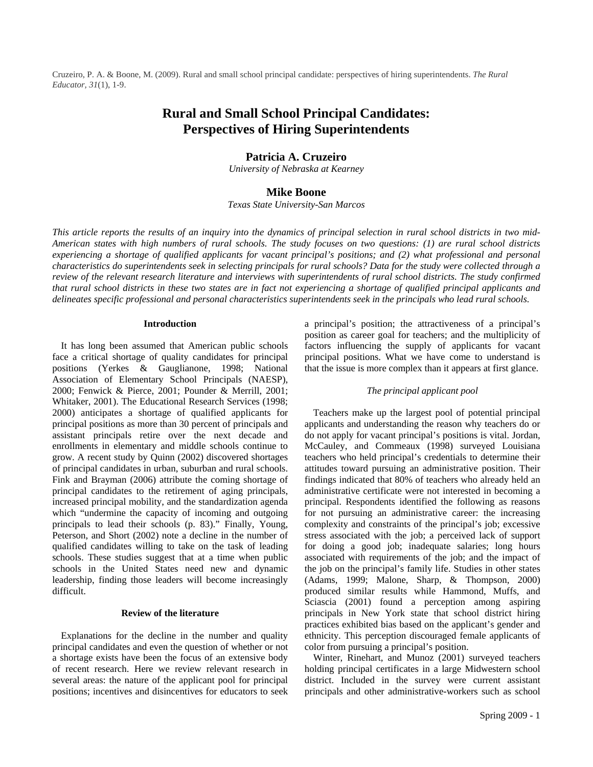Cruzeiro, P. A. & Boone, M. (2009). Rural and small school principal candidate: perspectives of hiring superintendents. *The Rural Educator, 31*(1), 1-9.

# Rural and Small School Principal Candidates: Perspectives of Hiring Superintendents

**Patricia A. Cruzeiro**
*University of Nebraska at Kearney*

**Mike Boone**
*Texas State University-San Marcos*

*This article reports the results of an inquiry into the dynamics of principal selection in rural school districts in two mid-American states with high numbers of rural schools. The study focuses on two questions: (1) are rural school districts experiencing a shortage of qualified applicants for vacant principal's positions; and (2) what professional and personal characteristics do superintendents seek in selecting principals for rural schools? Data for the study were collected through a review of the relevant research literature and interviews with superintendents of rural school districts. The study confirmed that rural school districts in these two states are in fact not experiencing a shortage of qualified principal applicants and delineates specific professional and personal characteristics superintendents seek in the principals who lead rural schools.*

## Introduction

It has long been assumed that American public schools face a critical shortage of quality candidates for principal positions (Yerkes & Gauglianone, 1998; National Association of Elementary School Principals (NAESP), 2000; Fenwick & Pierce, 2001; Pounder & Merrill, 2001; Whitaker, 2001). The Educational Research Services (1998; 2000) anticipates a shortage of qualified applicants for principal positions as more than 30 percent of principals and assistant principals retire over the next decade and enrollments in elementary and middle schools continue to grow. A recent study by Quinn (2002) discovered shortages of principal candidates in urban, suburban and rural schools. Fink and Brayman (2006) attribute the coming shortage of principal candidates to the retirement of aging principals, increased principal mobility, and the standardization agenda which "undermine the capacity of incoming and outgoing principals to lead their schools (p. 83)." Finally, Young, Peterson, and Short (2002) note a decline in the number of qualified candidates willing to take on the task of leading schools. These studies suggest that at a time when public schools in the United States need new and dynamic leadership, finding those leaders will become increasingly difficult.

## Review of the literature

Explanations for the decline in the number and quality principal candidates and even the question of whether or not a shortage exists have been the focus of an extensive body of recent research. Here we review relevant research in several areas: the nature of the applicant pool for principal positions; incentives and disincentives for educators to seek a principal's position; the attractiveness of a principal's position as career goal for teachers; and the multiplicity of factors influencing the supply of applicants for vacant principal positions. What we have come to understand is that the issue is more complex than it appears at first glance.

### *The principal applicant pool*

Teachers make up the largest pool of potential principal applicants and understanding the reason why teachers do or do not apply for vacant principal's positions is vital. Jordan, McCauley, and Commeaux (1998) surveyed Louisiana teachers who held principal's credentials to determine their attitudes toward pursuing an administrative position. Their findings indicated that 80% of teachers who already held an administrative certificate were not interested in becoming a principal. Respondents identified the following as reasons for not pursuing an administrative career: the increasing complexity and constraints of the principal's job; excessive stress associated with the job; a perceived lack of support for doing a good job; inadequate salaries; long hours associated with requirements of the job; and the impact of the job on the principal's family life. Studies in other states (Adams, 1999; Malone, Sharp, & Thompson, 2000) produced similar results while Hammond, Muffs, and Sciascia (2001) found a perception among aspiring principals in New York state that school district hiring practices exhibited bias based on the applicant's gender and ethnicity. This perception discouraged female applicants of color from pursuing a principal's position.

Winter, Rinehart, and Munoz (2001) surveyed teachers holding principal certificates in a large Midwestern school district. Included in the survey were current assistant principals and other administrative-workers such as school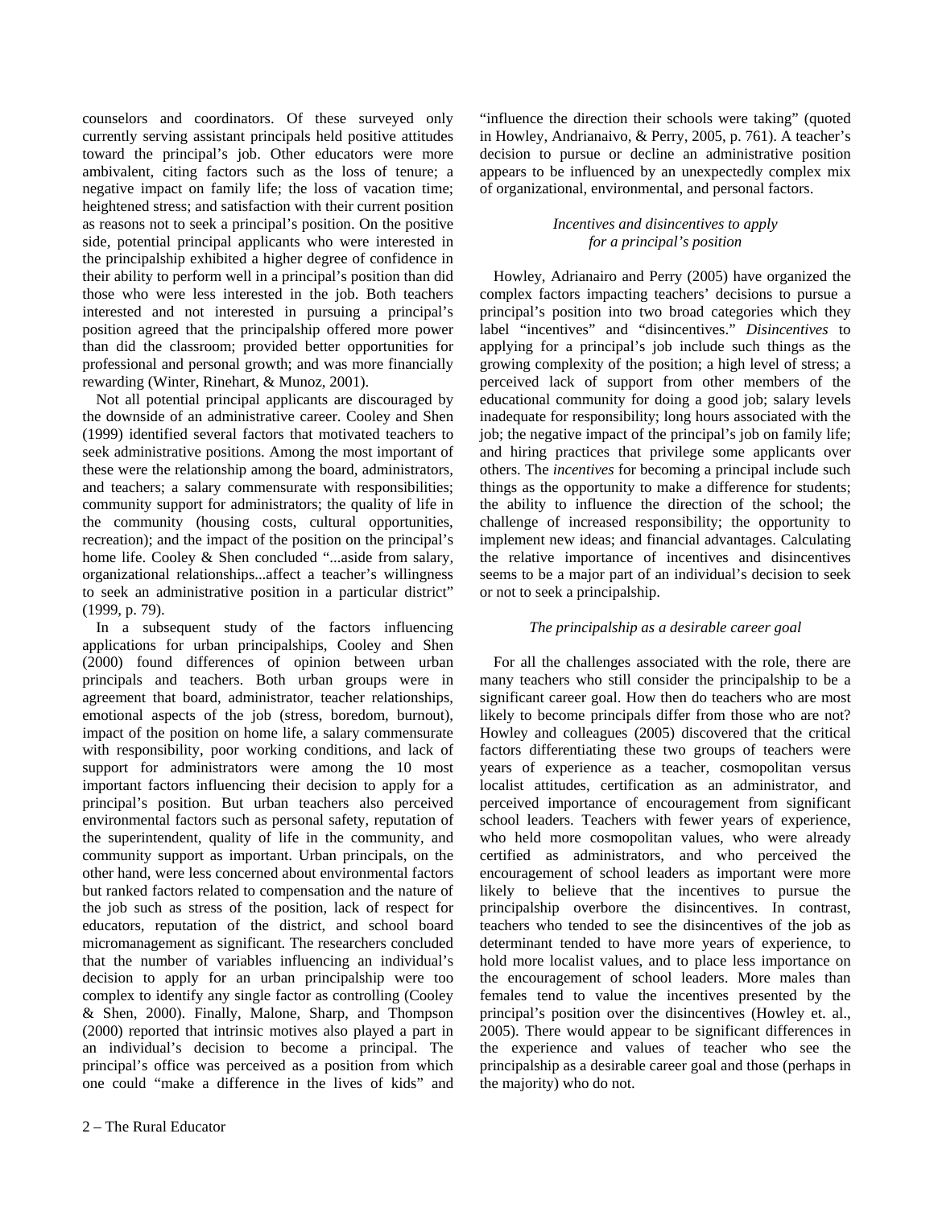counselors and coordinators. Of these surveyed only currently serving assistant principals held positive attitudes toward the principal's job. Other educators were more ambivalent, citing factors such as the loss of tenure; a negative impact on family life; the loss of vacation time; heightened stress; and satisfaction with their current position as reasons not to seek a principal's position. On the positive side, potential principal applicants who were interested in the principalship exhibited a higher degree of confidence in their ability to perform well in a principal's position than did those who were less interested in the job. Both teachers interested and not interested in pursuing a principal's position agreed that the principalship offered more power than did the classroom; provided better opportunities for professional and personal growth; and was more financially rewarding (Winter, Rinehart, & Munoz, 2001).

Not all potential principal applicants are discouraged by the downside of an administrative career. Cooley and Shen (1999) identified several factors that motivated teachers to seek administrative positions. Among the most important of these were the relationship among the board, administrators, and teachers; a salary commensurate with responsibilities; community support for administrators; the quality of life in the community (housing costs, cultural opportunities, recreation); and the impact of the position on the principal's home life. Cooley & Shen concluded "...aside from salary, organizational relationships...affect a teacher's willingness to seek an administrative position in a particular district" (1999, p. 79).

In a subsequent study of the factors influencing applications for urban principalships, Cooley and Shen (2000) found differences of opinion between urban principals and teachers. Both urban groups were in agreement that board, administrator, teacher relationships, emotional aspects of the job (stress, boredom, burnout), impact of the position on home life, a salary commensurate with responsibility, poor working conditions, and lack of support for administrators were among the 10 most important factors influencing their decision to apply for a principal's position. But urban teachers also perceived environmental factors such as personal safety, reputation of the superintendent, quality of life in the community, and community support as important. Urban principals, on the other hand, were less concerned about environmental factors but ranked factors related to compensation and the nature of the job such as stress of the position, lack of respect for educators, reputation of the district, and school board micromanagement as significant. The researchers concluded that the number of variables influencing an individual's decision to apply for an urban principalship were too complex to identify any single factor as controlling (Cooley & Shen, 2000). Finally, Malone, Sharp, and Thompson (2000) reported that intrinsic motives also played a part in an individual's decision to become a principal. The principal's office was perceived as a position from which one could "make a difference in the lives of kids" and "influence the direction their schools were taking" (quoted in Howley, Andrianaivo, & Perry, 2005, p. 761). A teacher's decision to pursue or decline an administrative position appears to be influenced by an unexpectedly complex mix of organizational, environmental, and personal factors.

### *Incentives and disincentives to apply for a principal's position*

Howley, Adrianairo and Perry (2005) have organized the complex factors impacting teachers' decisions to pursue a principal's position into two broad categories which they label "incentives" and "disincentives." *Disincentives* to applying for a principal's job include such things as the growing complexity of the position; a high level of stress; a perceived lack of support from other members of the educational community for doing a good job; salary levels inadequate for responsibility; long hours associated with the job; the negative impact of the principal's job on family life; and hiring practices that privilege some applicants over others. The *incentives* for becoming a principal include such things as the opportunity to make a difference for students; the ability to influence the direction of the school; the challenge of increased responsibility; the opportunity to implement new ideas; and financial advantages. Calculating the relative importance of incentives and disincentives seems to be a major part of an individual's decision to seek or not to seek a principalship.

### *The principalship as a desirable career goal*

For all the challenges associated with the role, there are many teachers who still consider the principalship to be a significant career goal. How then do teachers who are most likely to become principals differ from those who are not? Howley and colleagues (2005) discovered that the critical factors differentiating these two groups of teachers were years of experience as a teacher, cosmopolitan versus localist attitudes, certification as an administrator, and perceived importance of encouragement from significant school leaders. Teachers with fewer years of experience, who held more cosmopolitan values, who were already certified as administrators, and who perceived the encouragement of school leaders as important were more likely to believe that the incentives to pursue the principalship overbore the disincentives. In contrast, teachers who tended to see the disincentives of the job as determinant tended to have more years of experience, to hold more localist values, and to place less importance on the encouragement of school leaders. More males than females tend to value the incentives presented by the principal's position over the disincentives (Howley et. al., 2005). There would appear to be significant differences in the experience and values of teacher who see the principalship as a desirable career goal and those (perhaps in the majority) who do not.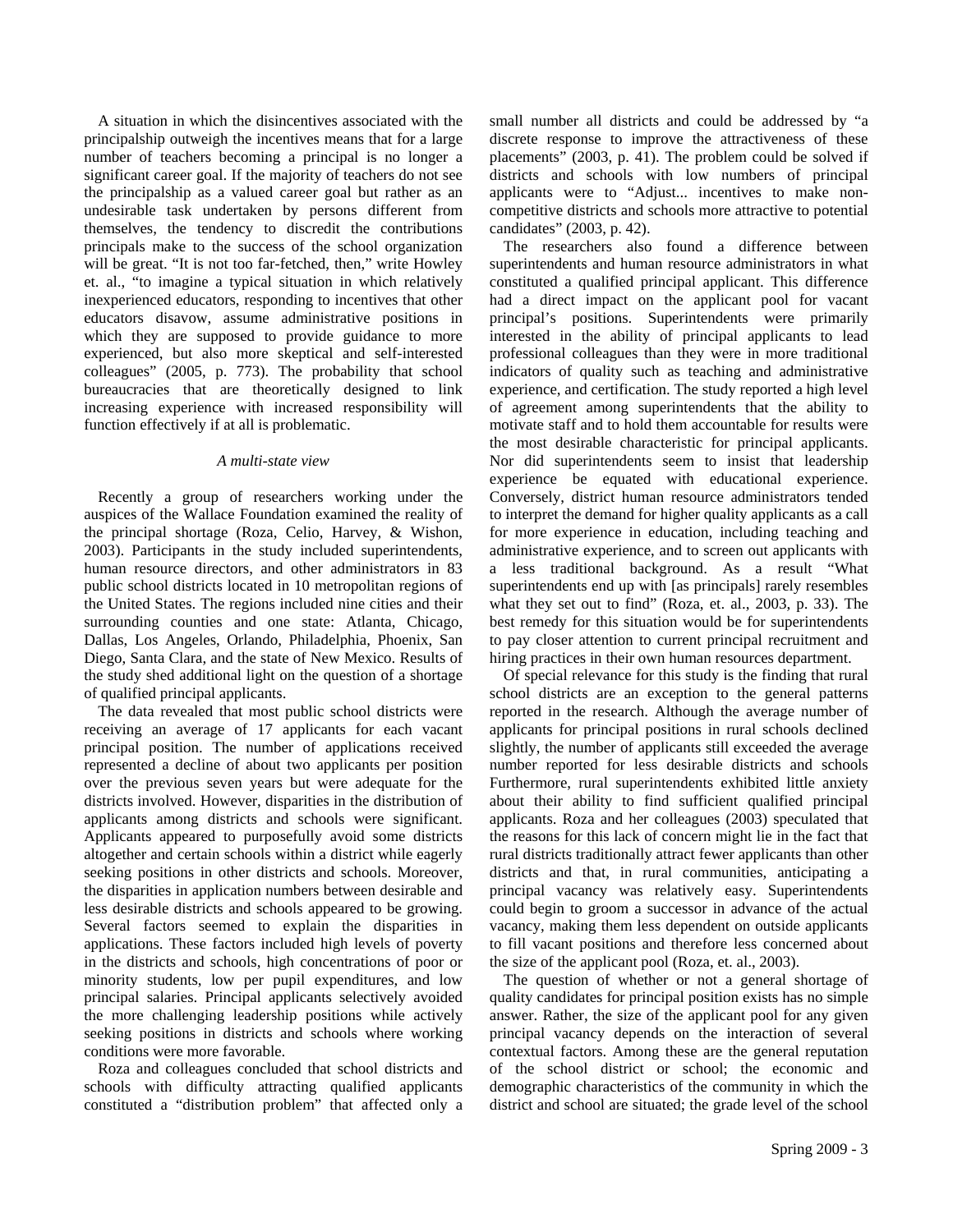A situation in which the disincentives associated with the principalship outweigh the incentives means that for a large number of teachers becoming a principal is no longer a significant career goal. If the majority of teachers do not see the principalship as a valued career goal but rather as an undesirable task undertaken by persons different from themselves, the tendency to discredit the contributions principals make to the success of the school organization will be great. "It is not too far-fetched, then," write Howley et. al., "to imagine a typical situation in which relatively inexperienced educators, responding to incentives that other educators disavow, assume administrative positions in which they are supposed to provide guidance to more experienced, but also more skeptical and self-interested colleagues" (2005, p. 773). The probability that school bureaucracies that are theoretically designed to link increasing experience with increased responsibility will function effectively if at all is problematic.

### *A multi-state view*

Recently a group of researchers working under the auspices of the Wallace Foundation examined the reality of the principal shortage (Roza, Celio, Harvey, & Wishon, 2003). Participants in the study included superintendents, human resource directors, and other administrators in 83 public school districts located in 10 metropolitan regions of the United States. The regions included nine cities and their surrounding counties and one state: Atlanta, Chicago, Dallas, Los Angeles, Orlando, Philadelphia, Phoenix, San Diego, Santa Clara, and the state of New Mexico. Results of the study shed additional light on the question of a shortage of qualified principal applicants.

The data revealed that most public school districts were receiving an average of 17 applicants for each vacant principal position. The number of applications received represented a decline of about two applicants per position over the previous seven years but were adequate for the districts involved. However, disparities in the distribution of applicants among districts and schools were significant. Applicants appeared to purposefully avoid some districts altogether and certain schools within a district while eagerly seeking positions in other districts and schools. Moreover, the disparities in application numbers between desirable and less desirable districts and schools appeared to be growing. Several factors seemed to explain the disparities in applications. These factors included high levels of poverty in the districts and schools, high concentrations of poor or minority students, low per pupil expenditures, and low principal salaries. Principal applicants selectively avoided the more challenging leadership positions while actively seeking positions in districts and schools where working conditions were more favorable.

Roza and colleagues concluded that school districts and schools with difficulty attracting qualified applicants constituted a "distribution problem" that affected only a small number all districts and could be addressed by "a discrete response to improve the attractiveness of these placements" (2003, p. 41). The problem could be solved if districts and schools with low numbers of principal applicants were to "Adjust... incentives to make non-competitive districts and schools more attractive to potential candidates" (2003, p. 42).

The researchers also found a difference between superintendents and human resource administrators in what constituted a qualified principal applicant. This difference had a direct impact on the applicant pool for vacant principal's positions. Superintendents were primarily interested in the ability of principal applicants to lead professional colleagues than they were in more traditional indicators of quality such as teaching and administrative experience, and certification. The study reported a high level of agreement among superintendents that the ability to motivate staff and to hold them accountable for results were the most desirable characteristic for principal applicants. Nor did superintendents seem to insist that leadership experience be equated with educational experience. Conversely, district human resource administrators tended to interpret the demand for higher quality applicants as a call for more experience in education, including teaching and administrative experience, and to screen out applicants with a less traditional background. As a result "What superintendents end up with [as principals] rarely resembles what they set out to find" (Roza, et. al., 2003, p. 33). The best remedy for this situation would be for superintendents to pay closer attention to current principal recruitment and hiring practices in their own human resources department.

Of special relevance for this study is the finding that rural school districts are an exception to the general patterns reported in the research. Although the average number of applicants for principal positions in rural schools declined slightly, the number of applicants still exceeded the average number reported for less desirable districts and schools Furthermore, rural superintendents exhibited little anxiety about their ability to find sufficient qualified principal applicants. Roza and her colleagues (2003) speculated that the reasons for this lack of concern might lie in the fact that rural districts traditionally attract fewer applicants than other districts and that, in rural communities, anticipating a principal vacancy was relatively easy. Superintendents could begin to groom a successor in advance of the actual vacancy, making them less dependent on outside applicants to fill vacant positions and therefore less concerned about the size of the applicant pool (Roza, et. al., 2003).

The question of whether or not a general shortage of quality candidates for principal position exists has no simple answer. Rather, the size of the applicant pool for any given principal vacancy depends on the interaction of several contextual factors. Among these are the general reputation of the school district or school; the economic and demographic characteristics of the community in which the district and school are situated; the grade level of the school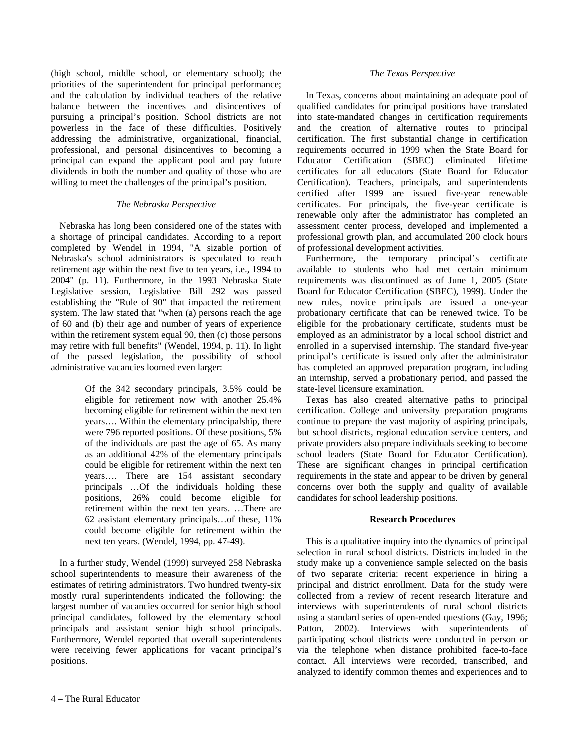(high school, middle school, or elementary school); the priorities of the superintendent for principal performance; and the calculation by individual teachers of the relative balance between the incentives and disincentives of pursuing a principal's position. School districts are not powerless in the face of these difficulties. Positively addressing the administrative, organizational, financial, professional, and personal disincentives to becoming a principal can expand the applicant pool and pay future dividends in both the number and quality of those who are willing to meet the challenges of the principal's position.

### *The Nebraska Perspective*

Nebraska has long been considered one of the states with a shortage of principal candidates. According to a report completed by Wendel in 1994, "A sizable portion of Nebraska's school administrators is speculated to reach retirement age within the next five to ten years, i.e., 1994 to 2004" (p. 11). Furthermore, in the 1993 Nebraska State Legislative session, Legislative Bill 292 was passed establishing the "Rule of 90" that impacted the retirement system. The law stated that "when (a) persons reach the age of 60 and (b) their age and number of years of experience within the retirement system equal 90, then (c) those persons may retire with full benefits" (Wendel, 1994, p. 11). In light of the passed legislation, the possibility of school administrative vacancies loomed even larger:

> Of the 342 secondary principals, 3.5% could be eligible for retirement now with another 25.4% becoming eligible for retirement within the next ten years…. Within the elementary principalship, there were 796 reported positions. Of these positions, 5% of the individuals are past the age of 65. As many as an additional 42% of the elementary principals could be eligible for retirement within the next ten years…. There are 154 assistant secondary principals …Of the individuals holding these positions, 26% could become eligible for retirement within the next ten years. …There are 62 assistant elementary principals…of these, 11% could become eligible for retirement within the next ten years. (Wendel, 1994, pp. 47-49).

In a further study, Wendel (1999) surveyed 258 Nebraska school superintendents to measure their awareness of the estimates of retiring administrators. Two hundred twenty-six mostly rural superintendents indicated the following: the largest number of vacancies occurred for senior high school principal candidates, followed by the elementary school principals and assistant senior high school principals. Furthermore, Wendel reported that overall superintendents were receiving fewer applications for vacant principal's positions.

### *The Texas Perspective*

In Texas, concerns about maintaining an adequate pool of qualified candidates for principal positions have translated into state-mandated changes in certification requirements and the creation of alternative routes to principal certification. The first substantial change in certification requirements occurred in 1999 when the State Board for Educator Certification (SBEC) eliminated lifetime certificates for all educators (State Board for Educator Certification). Teachers, principals, and superintendents certified after 1999 are issued five-year renewable certificates. For principals, the five-year certificate is renewable only after the administrator has completed an assessment center process, developed and implemented a professional growth plan, and accumulated 200 clock hours of professional development activities.

Furthermore, the temporary principal's certificate available to students who had met certain minimum requirements was discontinued as of June 1, 2005 (State Board for Educator Certification (SBEC), 1999). Under the new rules, novice principals are issued a one-year probationary certificate that can be renewed twice. To be eligible for the probationary certificate, students must be employed as an administrator by a local school district and enrolled in a supervised internship. The standard five-year principal's certificate is issued only after the administrator has completed an approved preparation program, including an internship, served a probationary period, and passed the state-level licensure examination.

Texas has also created alternative paths to principal certification. College and university preparation programs continue to prepare the vast majority of aspiring principals, but school districts, regional education service centers, and private providers also prepare individuals seeking to become school leaders (State Board for Educator Certification). These are significant changes in principal certification requirements in the state and appear to be driven by general concerns over both the supply and quality of available candidates for school leadership positions.

## Research Procedures

This is a qualitative inquiry into the dynamics of principal selection in rural school districts. Districts included in the study make up a convenience sample selected on the basis of two separate criteria: recent experience in hiring a principal and district enrollment. Data for the study were collected from a review of recent research literature and interviews with superintendents of rural school districts using a standard series of open-ended questions (Gay, 1996; Patton, 2002). Interviews with superintendents of participating school districts were conducted in person or via the telephone when distance prohibited face-to-face contact. All interviews were recorded, transcribed, and analyzed to identify common themes and experiences and to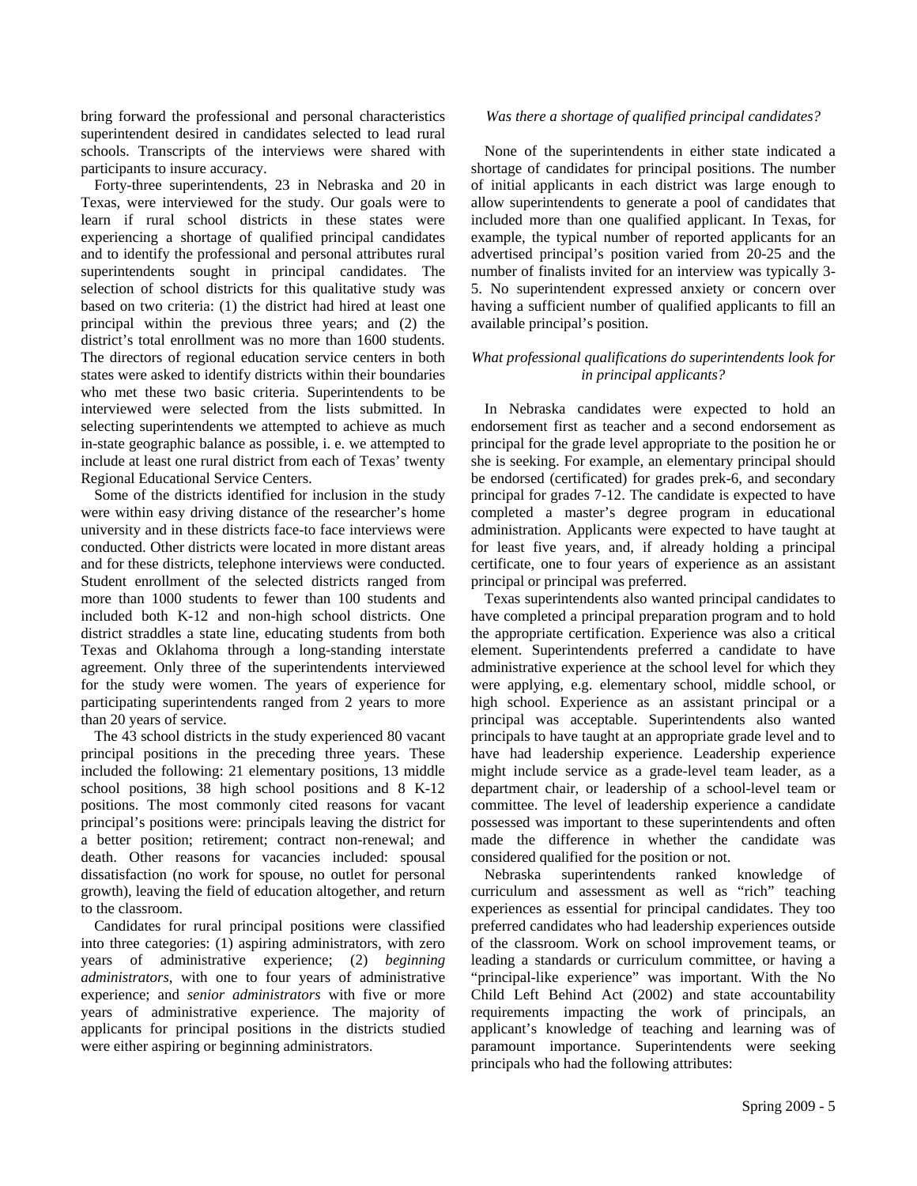bring forward the professional and personal characteristics superintendent desired in candidates selected to lead rural schools. Transcripts of the interviews were shared with participants to insure accuracy.

Forty-three superintendents, 23 in Nebraska and 20 in Texas, were interviewed for the study. Our goals were to learn if rural school districts in these states were experiencing a shortage of qualified principal candidates and to identify the professional and personal attributes rural superintendents sought in principal candidates. The selection of school districts for this qualitative study was based on two criteria: (1) the district had hired at least one principal within the previous three years; and (2) the district's total enrollment was no more than 1600 students. The directors of regional education service centers in both states were asked to identify districts within their boundaries who met these two basic criteria. Superintendents to be interviewed were selected from the lists submitted. In selecting superintendents we attempted to achieve as much in-state geographic balance as possible, i. e. we attempted to include at least one rural district from each of Texas' twenty Regional Educational Service Centers.

Some of the districts identified for inclusion in the study were within easy driving distance of the researcher's home university and in these districts face-to face interviews were conducted. Other districts were located in more distant areas and for these districts, telephone interviews were conducted. Student enrollment of the selected districts ranged from more than 1000 students to fewer than 100 students and included both K-12 and non-high school districts. One district straddles a state line, educating students from both Texas and Oklahoma through a long-standing interstate agreement. Only three of the superintendents interviewed for the study were women. The years of experience for participating superintendents ranged from 2 years to more than 20 years of service.

The 43 school districts in the study experienced 80 vacant principal positions in the preceding three years. These included the following: 21 elementary positions, 13 middle school positions, 38 high school positions and 8 K-12 positions. The most commonly cited reasons for vacant principal's positions were: principals leaving the district for a better position; retirement; contract non-renewal; and death. Other reasons for vacancies included: spousal dissatisfaction (no work for spouse, no outlet for personal growth), leaving the field of education altogether, and return to the classroom.

Candidates for rural principal positions were classified into three categories: (1) aspiring administrators, with zero years of administrative experience; (2) *beginning administrators*, with one to four years of administrative experience; and *senior administrators* with five or more years of administrative experience. The majority of applicants for principal positions in the districts studied were either aspiring or beginning administrators.

*Was there a shortage of qualified principal candidates?*

None of the superintendents in either state indicated a shortage of candidates for principal positions. The number of initial applicants in each district was large enough to allow superintendents to generate a pool of candidates that included more than one qualified applicant. In Texas, for example, the typical number of reported applicants for an advertised principal's position varied from 20-25 and the number of finalists invited for an interview was typically 3-5. No superintendent expressed anxiety or concern over having a sufficient number of qualified applicants to fill an available principal's position.

*What professional qualifications do superintendents look for in principal applicants?*

In Nebraska candidates were expected to hold an endorsement first as teacher and a second endorsement as principal for the grade level appropriate to the position he or she is seeking. For example, an elementary principal should be endorsed (certificated) for grades prek-6, and secondary principal for grades 7-12. The candidate is expected to have completed a master's degree program in educational administration. Applicants were expected to have taught at for least five years, and, if already holding a principal certificate, one to four years of experience as an assistant principal or principal was preferred.

Texas superintendents also wanted principal candidates to have completed a principal preparation program and to hold the appropriate certification. Experience was also a critical element. Superintendents preferred a candidate to have administrative experience at the school level for which they were applying, e.g. elementary school, middle school, or high school. Experience as an assistant principal or a principal was acceptable. Superintendents also wanted principals to have taught at an appropriate grade level and to have had leadership experience. Leadership experience might include service as a grade-level team leader, as a department chair, or leadership of a school-level team or committee. The level of leadership experience a candidate possessed was important to these superintendents and often made the difference in whether the candidate was considered qualified for the position or not.

Nebraska superintendents ranked knowledge of curriculum and assessment as well as "rich" teaching experiences as essential for principal candidates. They too preferred candidates who had leadership experiences outside of the classroom. Work on school improvement teams, or leading a standards or curriculum committee, or having a "principal-like experience" was important. With the No Child Left Behind Act (2002) and state accountability requirements impacting the work of principals, an applicant's knowledge of teaching and learning was of paramount importance. Superintendents were seeking principals who had the following attributes: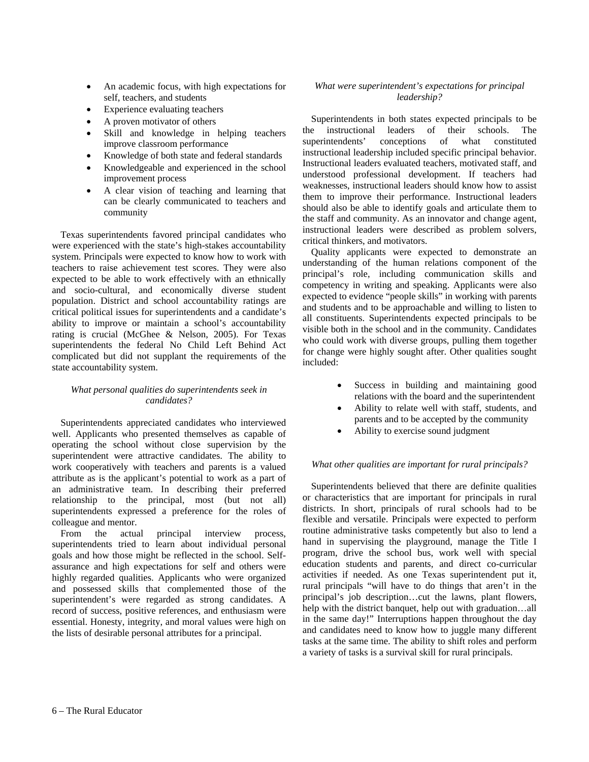- An academic focus, with high expectations for self, teachers, and students
- Experience evaluating teachers
- A proven motivator of others
- Skill and knowledge in helping teachers improve classroom performance
- Knowledge of both state and federal standards
- Knowledgeable and experienced in the school improvement process
- A clear vision of teaching and learning that can be clearly communicated to teachers and community

Texas superintendents favored principal candidates who were experienced with the state's high-stakes accountability system. Principals were expected to know how to work with teachers to raise achievement test scores. They were also expected to be able to work effectively with an ethnically and socio-cultural, and economically diverse student population. District and school accountability ratings are critical political issues for superintendents and a candidate's ability to improve or maintain a school's accountability rating is crucial (McGhee & Nelson, 2005). For Texas superintendents the federal No Child Left Behind Act complicated but did not supplant the requirements of the state accountability system.

### *What personal qualities do superintendents seek in candidates?*

Superintendents appreciated candidates who interviewed well. Applicants who presented themselves as capable of operating the school without close supervision by the superintendent were attractive candidates. The ability to work cooperatively with teachers and parents is a valued attribute as is the applicant's potential to work as a part of an administrative team. In describing their preferred relationship to the principal, most (but not all) superintendents expressed a preference for the roles of colleague and mentor.

From the actual principal interview process, superintendents tried to learn about individual personal goals and how those might be reflected in the school. Self-assurance and high expectations for self and others were highly regarded qualities. Applicants who were organized and possessed skills that complemented those of the superintendent's were regarded as strong candidates. A record of success, positive references, and enthusiasm were essential. Honesty, integrity, and moral values were high on the lists of desirable personal attributes for a principal.

### *What were superintendent's expectations for principal leadership?*

Superintendents in both states expected principals to be the instructional leaders of their schools. The superintendents' conceptions of what constituted instructional leadership included specific principal behavior. Instructional leaders evaluated teachers, motivated staff, and understood professional development. If teachers had weaknesses, instructional leaders should know how to assist them to improve their performance. Instructional leaders should also be able to identify goals and articulate them to the staff and community. As an innovator and change agent, instructional leaders were described as problem solvers, critical thinkers, and motivators.

Quality applicants were expected to demonstrate an understanding of the human relations component of the principal's role, including communication skills and competency in writing and speaking. Applicants were also expected to evidence "people skills" in working with parents and students and to be approachable and willing to listen to all constituents. Superintendents expected principals to be visible both in the school and in the community. Candidates who could work with diverse groups, pulling them together for change were highly sought after. Other qualities sought included:

- Success in building and maintaining good relations with the board and the superintendent
- Ability to relate well with staff, students, and parents and to be accepted by the community
- Ability to exercise sound judgment

### *What other qualities are important for rural principals?*

Superintendents believed that there are definite qualities or characteristics that are important for principals in rural districts. In short, principals of rural schools had to be flexible and versatile. Principals were expected to perform routine administrative tasks competently but also to lend a hand in supervising the playground, manage the Title I program, drive the school bus, work well with special education students and parents, and direct co-curricular activities if needed. As one Texas superintendent put it, rural principals "will have to do things that aren't in the principal's job description…cut the lawns, plant flowers, help with the district banquet, help out with graduation…all in the same day!" Interruptions happen throughout the day and candidates need to know how to juggle many different tasks at the same time. The ability to shift roles and perform a variety of tasks is a survival skill for rural principals.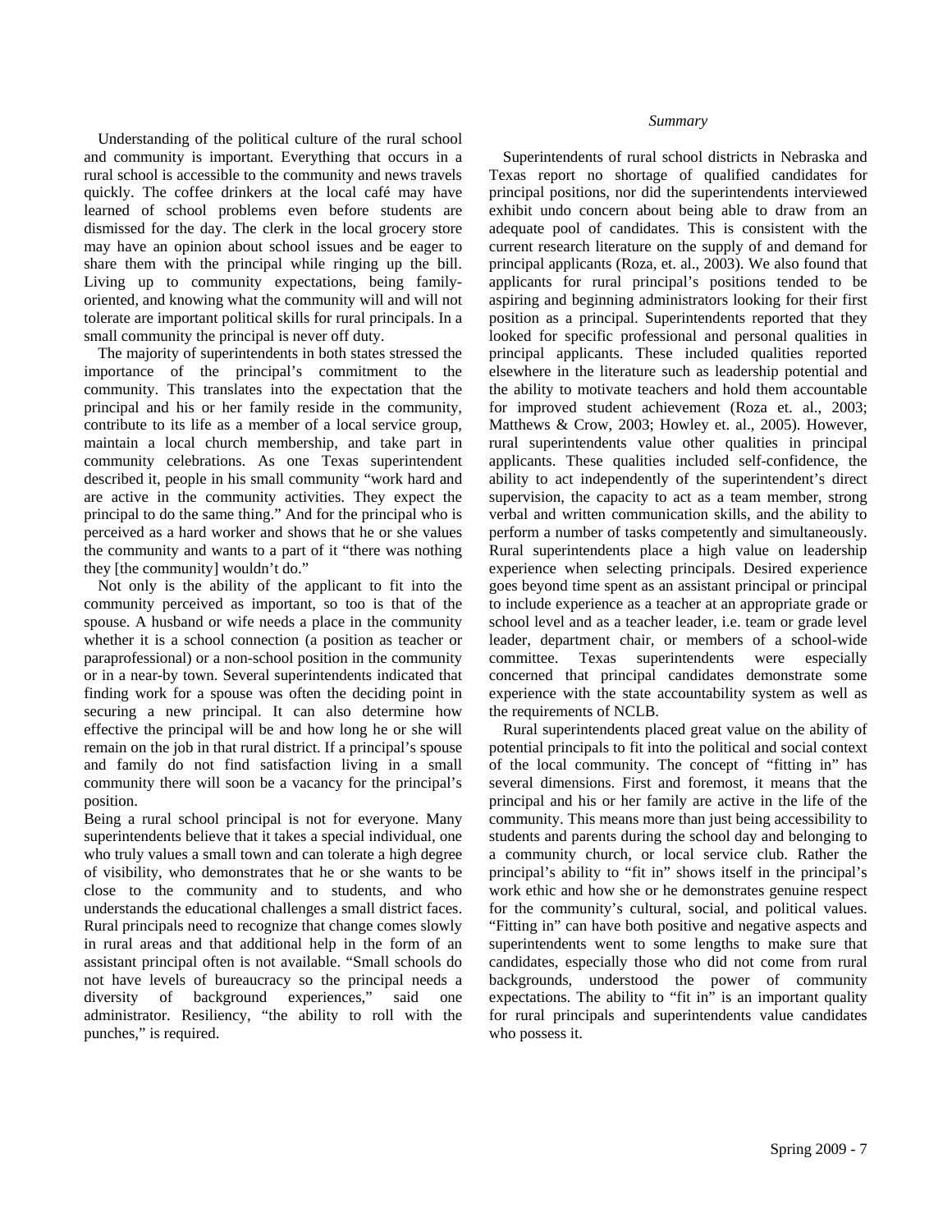Understanding of the political culture of the rural school and community is important. Everything that occurs in a rural school is accessible to the community and news travels quickly. The coffee drinkers at the local café may have learned of school problems even before students are dismissed for the day. The clerk in the local grocery store may have an opinion about school issues and be eager to share them with the principal while ringing up the bill. Living up to community expectations, being family-oriented, and knowing what the community will and will not tolerate are important political skills for rural principals. In a small community the principal is never off duty.

The majority of superintendents in both states stressed the importance of the principal's commitment to the community. This translates into the expectation that the principal and his or her family reside in the community, contribute to its life as a member of a local service group, maintain a local church membership, and take part in community celebrations. As one Texas superintendent described it, people in his small community "work hard and are active in the community activities. They expect the principal to do the same thing." And for the principal who is perceived as a hard worker and shows that he or she values the community and wants to a part of it "there was nothing they [the community] wouldn't do."

Not only is the ability of the applicant to fit into the community perceived as important, so too is that of the spouse. A husband or wife needs a place in the community whether it is a school connection (a position as teacher or paraprofessional) or a non-school position in the community or in a near-by town. Several superintendents indicated that finding work for a spouse was often the deciding point in securing a new principal. It can also determine how effective the principal will be and how long he or she will remain on the job in that rural district. If a principal's spouse and family do not find satisfaction living in a small community there will soon be a vacancy for the principal's position.

Being a rural school principal is not for everyone. Many superintendents believe that it takes a special individual, one who truly values a small town and can tolerate a high degree of visibility, who demonstrates that he or she wants to be close to the community and to students, and who understands the educational challenges a small district faces. Rural principals need to recognize that change comes slowly in rural areas and that additional help in the form of an assistant principal often is not available. "Small schools do not have levels of bureaucracy so the principal needs a diversity of background experiences," said one administrator. Resiliency, "the ability to roll with the punches," is required.

### *Summary*

Superintendents of rural school districts in Nebraska and Texas report no shortage of qualified candidates for principal positions, nor did the superintendents interviewed exhibit undo concern about being able to draw from an adequate pool of candidates. This is consistent with the current research literature on the supply of and demand for principal applicants (Roza, et. al., 2003). We also found that applicants for rural principal's positions tended to be aspiring and beginning administrators looking for their first position as a principal. Superintendents reported that they looked for specific professional and personal qualities in principal applicants. These included qualities reported elsewhere in the literature such as leadership potential and the ability to motivate teachers and hold them accountable for improved student achievement (Roza et. al., 2003; Matthews & Crow, 2003; Howley et. al., 2005). However, rural superintendents value other qualities in principal applicants. These qualities included self-confidence, the ability to act independently of the superintendent's direct supervision, the capacity to act as a team member, strong verbal and written communication skills, and the ability to perform a number of tasks competently and simultaneously. Rural superintendents place a high value on leadership experience when selecting principals. Desired experience goes beyond time spent as an assistant principal or principal to include experience as a teacher at an appropriate grade or school level and as a teacher leader, i.e. team or grade level leader, department chair, or members of a school-wide committee. Texas superintendents were especially concerned that principal candidates demonstrate some experience with the state accountability system as well as the requirements of NCLB.

Rural superintendents placed great value on the ability of potential principals to fit into the political and social context of the local community. The concept of "fitting in" has several dimensions. First and foremost, it means that the principal and his or her family are active in the life of the community. This means more than just being accessibility to students and parents during the school day and belonging to a community church, or local service club. Rather the principal's ability to "fit in" shows itself in the principal's work ethic and how she or he demonstrates genuine respect for the community's cultural, social, and political values. "Fitting in" can have both positive and negative aspects and superintendents went to some lengths to make sure that candidates, especially those who did not come from rural backgrounds, understood the power of community expectations. The ability to "fit in" is an important quality for rural principals and superintendents value candidates who possess it.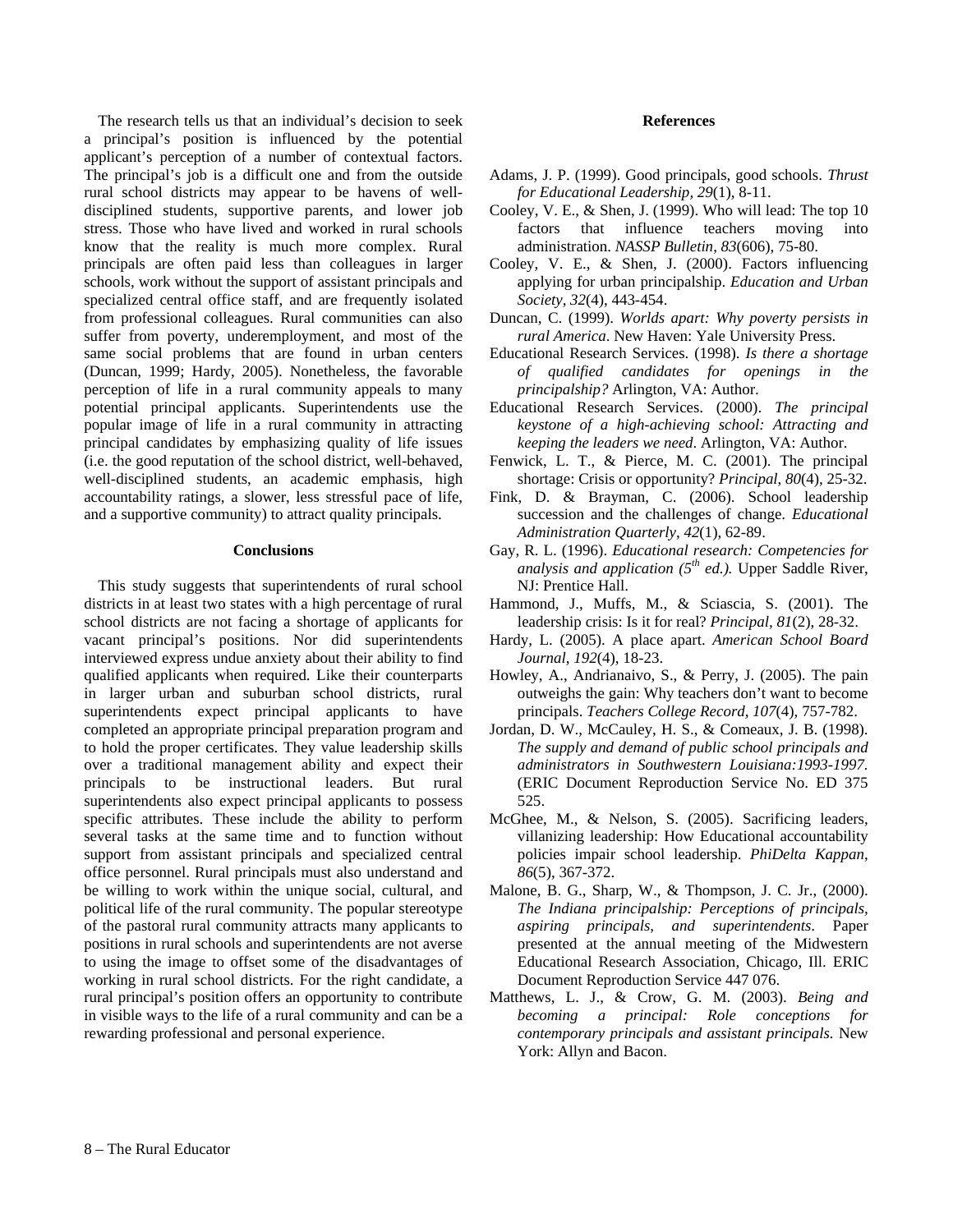The research tells us that an individual's decision to seek a principal's position is influenced by the potential applicant's perception of a number of contextual factors. The principal's job is a difficult one and from the outside rural school districts may appear to be havens of well-disciplined students, supportive parents, and lower job stress. Those who have lived and worked in rural schools know that the reality is much more complex. Rural principals are often paid less than colleagues in larger schools, work without the support of assistant principals and specialized central office staff, and are frequently isolated from professional colleagues. Rural communities can also suffer from poverty, underemployment, and most of the same social problems that are found in urban centers (Duncan, 1999; Hardy, 2005). Nonetheless, the favorable perception of life in a rural community appeals to many potential principal applicants. Superintendents use the popular image of life in a rural community in attracting principal candidates by emphasizing quality of life issues (i.e. the good reputation of the school district, well-behaved, well-disciplined students, an academic emphasis, high accountability ratings, a slower, less stressful pace of life, and a supportive community) to attract quality principals.

## Conclusions

This study suggests that superintendents of rural school districts in at least two states with a high percentage of rural school districts are not facing a shortage of applicants for vacant principal's positions. Nor did superintendents interviewed express undue anxiety about their ability to find qualified applicants when required. Like their counterparts in larger urban and suburban school districts, rural superintendents expect principal applicants to have completed an appropriate principal preparation program and to hold the proper certificates. They value leadership skills over a traditional management ability and expect their principals to be instructional leaders. But rural superintendents also expect principal applicants to possess specific attributes. These include the ability to perform several tasks at the same time and to function without support from assistant principals and specialized central office personnel. Rural principals must also understand and be willing to work within the unique social, cultural, and political life of the rural community. The popular stereotype of the pastoral rural community attracts many applicants to positions in rural schools and superintendents are not averse to using the image to offset some of the disadvantages of working in rural school districts. For the right candidate, a rural principal's position offers an opportunity to contribute in visible ways to the life of a rural community and can be a rewarding professional and personal experience.

## References

Adams, J. P. (1999). Good principals, good schools. *Thrust for Educational Leadership, 29*(1), 8-11.

Cooley, V. E., & Shen, J. (1999). Who will lead: The top 10 factors that influence teachers moving into administration. *NASSP Bulletin, 83*(606), 75-80.

Cooley, V. E., & Shen, J. (2000). Factors influencing applying for urban principalship. *Education and Urban Society, 32*(4), 443-454.

Duncan, C. (1999). *Worlds apart: Why poverty persists in rural America*. New Haven: Yale University Press.

Educational Research Services. (1998). *Is there a shortage of qualified candidates for openings in the principalship?* Arlington, VA: Author.

Educational Research Services. (2000). *The principal keystone of a high-achieving school: Attracting and keeping the leaders we need*. Arlington, VA: Author.

Fenwick, L. T., & Pierce, M. C. (2001). The principal shortage: Crisis or opportunity? *Principal, 80*(4), 25-32.

Fink, D. & Brayman, C. (2006). School leadership succession and the challenges of change. *Educational Administration Quarterly, 42*(1), 62-89.

Gay, R. L. (1996). *Educational research: Competencies for analysis and application (5th ed.).* Upper Saddle River, NJ: Prentice Hall.

Hammond, J., Muffs, M., & Sciascia, S. (2001). The leadership crisis: Is it for real? *Principal, 81*(2), 28-32.

Hardy, L. (2005). A place apart. *American School Board Journal, 192*(4), 18-23.

Howley, A., Andrianaivo, S., & Perry, J. (2005). The pain outweighs the gain: Why teachers don't want to become principals. *Teachers College Record, 107*(4), 757-782.

Jordan, D. W., McCauley, H. S., & Comeaux, J. B. (1998). *The supply and demand of public school principals and administrators in Southwestern Louisiana:1993-1997.* (ERIC Document Reproduction Service No. ED 375 525.

McGhee, M., & Nelson, S. (2005). Sacrificing leaders, villanizing leadership: How Educational accountability policies impair school leadership. *PhiDelta Kappan, 86*(5), 367-372.

Malone, B. G., Sharp, W., & Thompson, J. C. Jr., (2000). *The Indiana principalship: Perceptions of principals, aspiring principals, and superintendents*. Paper presented at the annual meeting of the Midwestern Educational Research Association, Chicago, Ill. ERIC Document Reproduction Service 447 076.

Matthews, L. J., & Crow, G. M. (2003). *Being and becoming a principal: Role conceptions for contemporary principals and assistant principals.* New York: Allyn and Bacon.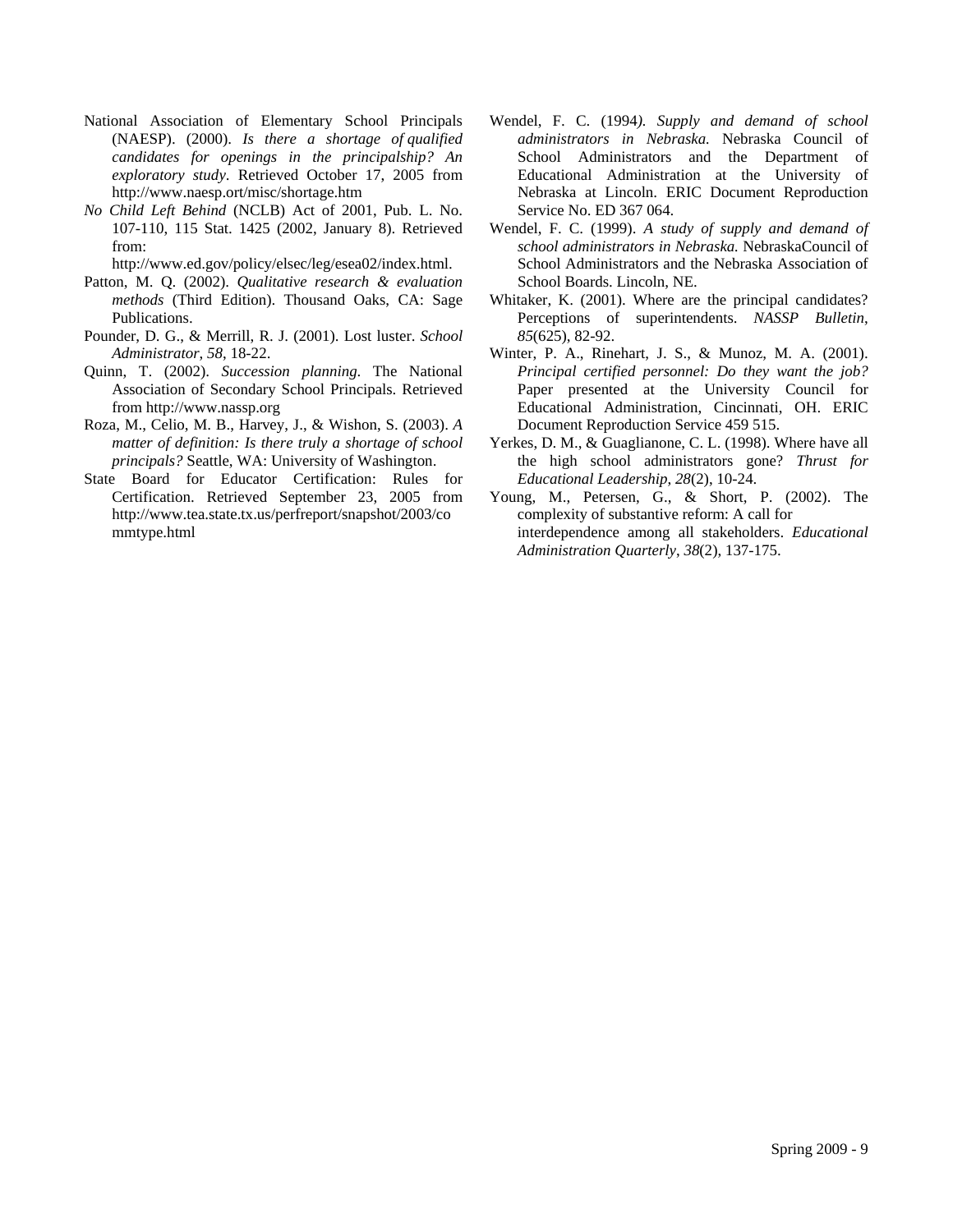National Association of Elementary School Principals (NAESP). (2000). *Is there a shortage of qualified candidates for openings in the principalship? An exploratory study*. Retrieved October 17, 2005 from http://www.naesp.ort/misc/shortage.htm

*No Child Left Behind* (NCLB) Act of 2001, Pub. L. No. 107-110, 115 Stat. 1425 (2002, January 8). Retrieved from: http://www.ed.gov/policy/elsec/leg/esea02/index.html.

Patton, M. Q. (2002). *Qualitative research & evaluation methods* (Third Edition). Thousand Oaks, CA: Sage Publications.

Pounder, D. G., & Merrill, R. J. (2001). Lost luster. *School Administrator, 58*, 18-22.

Quinn, T. (2002). *Succession planning*. The National Association of Secondary School Principals. Retrieved from http://www.nassp.org

Roza, M., Celio, M. B., Harvey, J., & Wishon, S. (2003). *A matter of definition: Is there truly a shortage of school principals?* Seattle, WA: University of Washington.

State Board for Educator Certification: Rules for Certification. Retrieved September 23, 2005 from http://www.tea.state.tx.us/perfreport/snapshot/2003/commtype.html

Wendel, F. C. (1994*). Supply and demand of school administrators in Nebraska.* Nebraska Council of School Administrators and the Department of Educational Administration at the University of Nebraska at Lincoln. ERIC Document Reproduction Service No. ED 367 064.

Wendel, F. C. (1999). *A study of supply and demand of school administrators in Nebraska.* NebraskaCouncil of School Administrators and the Nebraska Association of School Boards. Lincoln, NE.

Whitaker, K. (2001). Where are the principal candidates? Perceptions of superintendents. *NASSP Bulletin*, *85*(625), 82-92.

Winter, P. A., Rinehart, J. S., & Munoz, M. A. (2001). *Principal certified personnel: Do they want the job?* Paper presented at the University Council for Educational Administration, Cincinnati, OH. ERIC Document Reproduction Service 459 515.

Yerkes, D. M., & Guaglianone, C. L. (1998). Where have all the high school administrators gone? *Thrust for Educational Leadership*, *28*(2), 10-24.

Young, M., Petersen, G., & Short, P. (2002). The complexity of substantive reform: A call for interdependence among all stakeholders. *Educational Administration Quarterly*, *38*(2), 137-175.